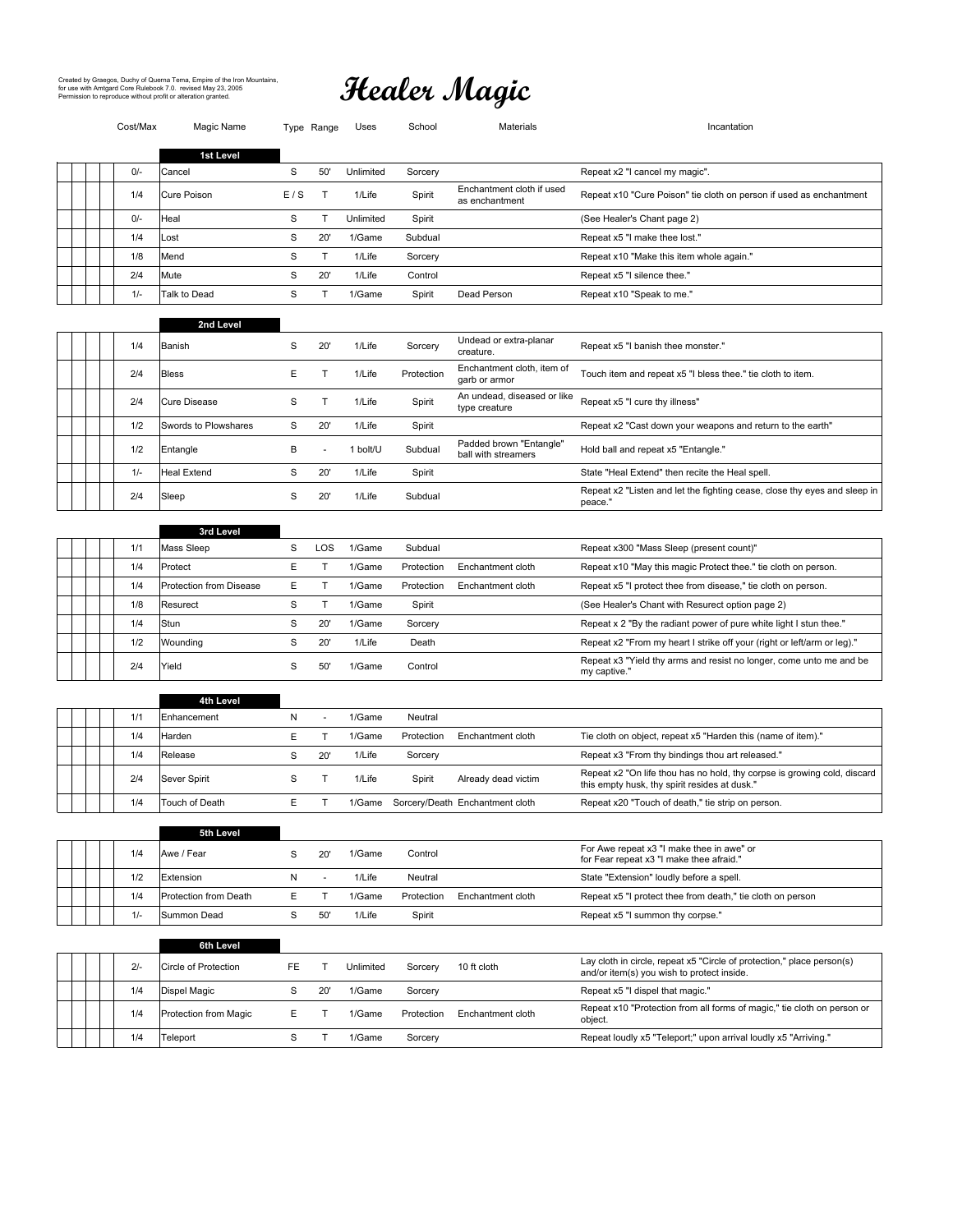Created by Graegos, Duchy of Querna Terna, Empire of the Iron Mountains, for use with Amtgard Core Rulebook 7.0. revised May 23, 2005
Permission to reproduce without profit or alteration granted.

# Healer Magic

## 1st Level

| | | | | Cost/Max | Magic Name | Type | Range | Uses | School | Materials | Incantation |
|---|---|---|---|---|---|---|---|---|---|---|---|
| | | | | 0/- | Cancel | S | 50' | Unlimited | Sorcery | | Repeat x2 "I cancel my magic". |
| | | | | 1/4 | Cure Poison | E / S | T | 1/Life | Spirit | Enchantment cloth if used as enchantment | Repeat x10 "Cure Poison" tie cloth on person if used as enchantment |
| | | | | 0/- | Heal | S | T | Unlimited | Spirit | | (See Healer's Chant page 2) |
| | | | | 1/4 | Lost | S | 20' | 1/Game | Subdual | | Repeat x5 "I make thee lost." |
| | | | | 1/8 | Mend | S | T | 1/Life | Sorcery | | Repeat x10 "Make this item whole again." |
| | | | | 2/4 | Mute | S | 20' | 1/Life | Control | | Repeat x5 "I silence thee." |
| | | | | 1/- | Talk to Dead | S | T | 1/Game | Spirit | Dead Person | Repeat x10 "Speak to me." |

## 2nd Level

| | | | | Cost/Max | Magic Name | Type | Range | Uses | School | Materials | Incantation |
|---|---|---|---|---|---|---|---|---|---|---|---|
| | | | | 1/4 | Banish | S | 20' | 1/Life | Sorcery | Undead or extra-planar creature. | Repeat x5 "I banish thee monster." |
| | | | | 2/4 | Bless | E | T | 1/Life | Protection | Enchantment cloth, item of garb or armor | Touch item and repeat x5 "I bless thee." tie cloth to item. |
| | | | | 2/4 | Cure Disease | S | T | 1/Life | Spirit | An undead, diseased or like type creature | Repeat x5 "I cure thy illness" |
| | | | | 1/2 | Swords to Plowshares | S | 20' | 1/Life | Spirit | | Repeat x2 "Cast down your weapons and return to the earth" |
| | | | | 1/2 | Entangle | B | - | 1 bolt/U | Subdual | Padded brown "Entangle" ball with streamers | Hold ball and repeat x5 "Entangle." |
| | | | | 1/- | Heal Extend | S | 20' | 1/Life | Spirit | | State "Heal Extend" then recite the Heal spell. |
| | | | | 2/4 | Sleep | S | 20' | 1/Life | Subdual | | Repeat x2 "Listen and let the fighting cease, close thy eyes and sleep in peace." |

## 3rd Level

| | | | | Cost/Max | Magic Name | Type | Range | Uses | School | Materials | Incantation |
|---|---|---|---|---|---|---|---|---|---|---|---|
| | | | | 1/1 | Mass Sleep | S | LOS | 1/Game | Subdual | | Repeat x300 "Mass Sleep (present count)" |
| | | | | 1/4 | Protect | E | T | 1/Game | Protection | Enchantment cloth | Repeat x10 "May this magic Protect thee." tie cloth on person. |
| | | | | 1/4 | Protection from Disease | E | T | 1/Game | Protection | Enchantment cloth | Repeat x5 "I protect thee from disease," tie cloth on person. |
| | | | | 1/8 | Resurect | S | T | 1/Game | Spirit | | (See Healer's Chant with Resurect option page 2) |
| | | | | 1/4 | Stun | S | 20' | 1/Game | Sorcery | | Repeat x 2 "By the radiant power of pure white light I stun thee." |
| | | | | 1/2 | Wounding | S | 20' | 1/Life | Death | | Repeat x2 "From my heart I strike off your (right or left/arm or leg)." |
| | | | | 2/4 | Yield | S | 50' | 1/Game | Control | | Repeat x3 "Yield thy arms and resist no longer, come unto me and be my captive." |

## 4th Level

| | | | | Cost/Max | Magic Name | Type | Range | Uses | School | Materials | Incantation |
|---|---|---|---|---|---|---|---|---|---|---|---|
| | | | | 1/1 | Enhancement | N | - | 1/Game | Neutral | | |
| | | | | 1/4 | Harden | E | T | 1/Game | Protection | Enchantment cloth | Tie cloth on object, repeat x5 "Harden this (name of item)." |
| | | | | 1/4 | Release | S | 20' | 1/Life | Sorcery | | Repeat x3 "From thy bindings thou art released." |
| | | | | 2/4 | Sever Spirit | S | T | 1/Life | Spirit | Already dead victim | Repeat x2 "On life thou has no hold, thy corpse is growing cold, discard this empty husk, thy spirit resides at dusk." |
| | | | | 1/4 | Touch of Death | E | T | 1/Game | Sorcery/Death | Enchantment cloth | Repeat x20 "Touch of death," tie strip on person. |

## 5th Level

| | | | | Cost/Max | Magic Name | Type | Range | Uses | School | Materials | Incantation |
|---|---|---|---|---|---|---|---|---|---|---|---|
| | | | | 1/4 | Awe / Fear | S | 20' | 1/Game | Control | | For Awe repeat x3 "I make thee in awe" or for Fear repeat x3 "I make thee afraid." |
| | | | | 1/2 | Extension | N | - | 1/Life | Neutral | | State "Extension" loudly before a spell. |
| | | | | 1/4 | Protection from Death | E | T | 1/Game | Protection | Enchantment cloth | Repeat x5 "I protect thee from death," tie cloth on person |
| | | | | 1/- | Summon Dead | S | 50' | 1/Life | Spirit | | Repeat x5 "I summon thy corpse." |

## 6th Level

| | | | | Cost/Max | Magic Name | Type | Range | Uses | School | Materials | Incantation |
|---|---|---|---|---|---|---|---|---|---|---|---|
| | | | | 2/- | Circle of Protection | FE | T | Unlimited | Sorcery | 10 ft cloth | Lay cloth in circle, repeat x5 "Circle of protection," place person(s) and/or item(s) you wish to protect inside. |
| | | | | 1/4 | Dispel Magic | S | 20' | 1/Game | Sorcery | | Repeat x5 "I dispel that magic." |
| | | | | 1/4 | Protection from Magic | E | T | 1/Game | Protection | Enchantment cloth | Repeat x10 "Protection from all forms of magic," tie cloth on person or object. |
| | | | | 1/4 | Teleport | S | T | 1/Game | Sorcery | | Repeat loudly x5 "Teleport;" upon arrival loudly x5 "Arriving." |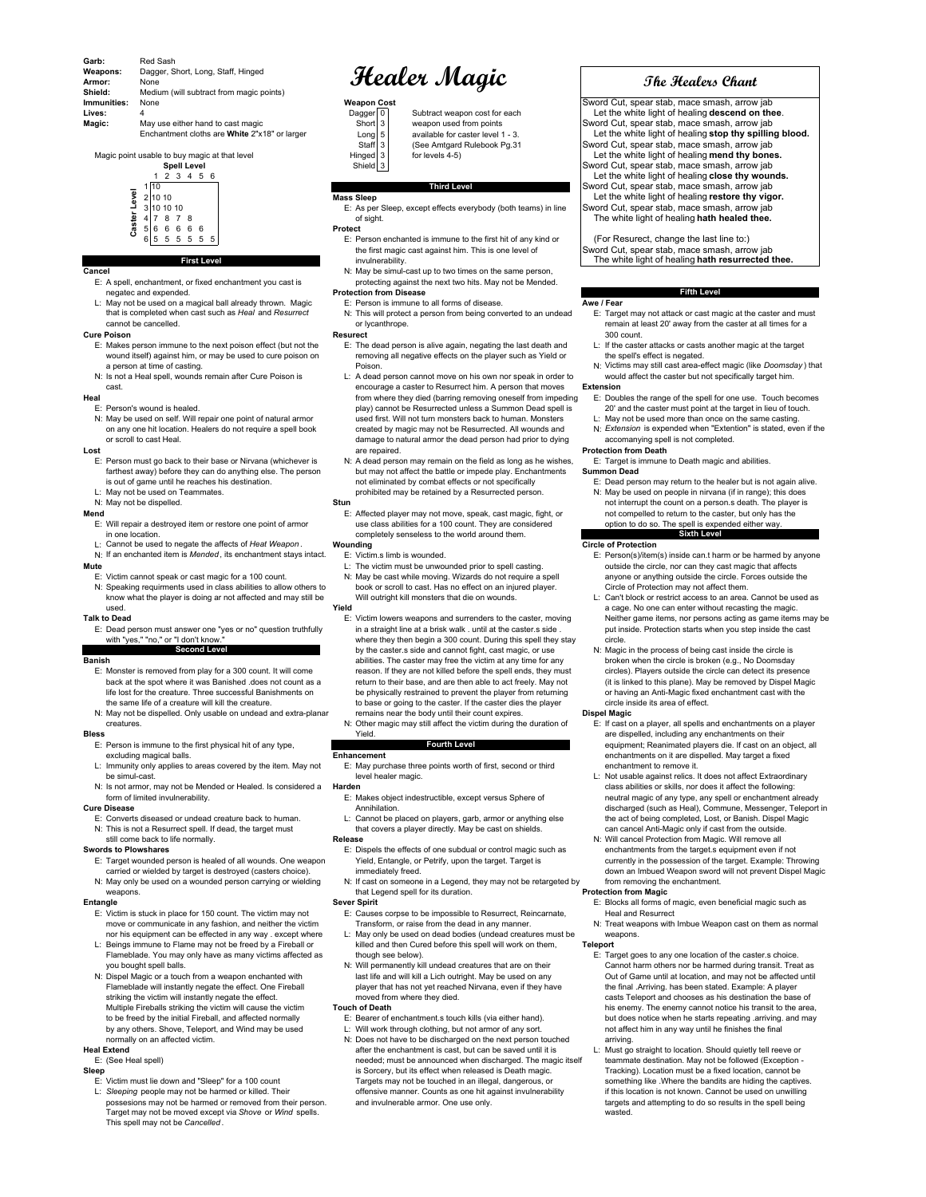**Garb:** Red Sash
**Weapons:** Dagger, Short, Long, Staff, Hinged
**Armor:** None
**Shield:** Medium (will subtract from magic points)
**Immunities:** None
**Lives:** 4
**Magic:** May use either hand to cast magic
Enchantment cloths are **White** 2"x18" or larger

Magic point usable to buy magic at that level

| Caster Level | Spell Level 1 | 2 | 3 | 4 | 5 | 6 |
|---|---|---|---|---|---|---|
| 1 | 10 | | | | | |
| 2 | 10 | 10 | | | | |
| 3 | 10 | 10 | 10 | | | |
| 4 | 7 | 8 | 7 | 8 | | |
| 5 | 6 | 6 | 6 | 6 | 6 | |
| 6 | 5 | 5 | 5 | 5 | 5 | 5 |

### First Level

**Cancel**
E: A spell, enchantment, or fixed enchantment you cast is negatec and expended.
L: May not be used on a magical ball already thrown. Magic that is completed when cast such as *Heal* and *Resurrect* cannot be cancelled.

**Cure Poison**
E: Makes person immune to the next poison effect (but not the wound itself) against him, or may be used to cure poison on a person at time of casting.
N: Is not a Heal spell, wounds remain after Cure Poison is cast.

**Heal**
E: Person's wound is healed.
N: May be used on self. Will repair one point of natural armor on any one hit location. Healers do not require a spell book or scroll to cast Heal.

**Lost**
E: Person must go back to their base or Nirvana (whichever is farthest away) before they can do anything else. The person is out of game until he reaches his destination.
L: May not be used on Teammates.
N: May not be dispelled.

**Mend**
E: Will repair a destroyed item or restore one point of armor in one location.
L: Cannot be used to negate the effects of *Heat Weapon*.
N: If an enchanted item is *Mended*, its enchantment stays intact.

**Mute**
E: Victim cannot speak or cast magic for a 100 count.
N: Speaking requirments used in class abilities to allow others to know what the player is doing ar not affected and may still be used.

**Talk to Dead**
E: Dead person must answer one "yes or no" question truthfully with "yes," "no," or "I don't know."

### Second Level

**Banish**
E: Monster is removed from play for a 300 count. It will come back at the spot where it was Banished .does not count as a life lost for the creature. Three successful Banishments on the same life of a creature will kill the creature.
N: May not be dispelled. Only usable on undead and extra-planar creatures.

**Bless**
E: Person is immune to the first physical hit of any type, excluding magical balls.
L: Immunity only applies to areas covered by the item. May not be simul-cast.
N: Is not armor, may not be Mended or Healed. Is considered a form of limited invulnerability.

**Cure Disease**
E: Converts diseased or undead creature back to human.
N: This is not a Resurrect spell. If dead, the target must still come back to life normally.

**Swords to Plowshares**
E: Target wounded person is healed of all wounds. One weapon carried or wielded by target is destroyed (casters choice).
N: May only be used on a wounded person carrying or wielding weapons.

**Entangle**
E: Victim is stuck in place for 150 count. The victim may not move or communicate in any fashion, and neither the victim nor his equipment can be effected in any way . except where
L: Beings immune to Flame may not be freed by a Fireball or Flameblade. You may only have as many victims affected as you bought spell balls.
N: Dispel Magic or a touch from a weapon enchanted with Flameblade will instantly negate the effect. One Fireball striking the victim will instantly negate the effect. Multiple Fireballs striking the victim will cause the victim to be freed by the initial Fireball, and affected normally by any others. Shove, Teleport, and Wind may be used normally on an affected victim.

**Heal Extend**
E: (See Heal spell)

**Sleep**
E: Victim must lie down and "Sleep" for a 100 count
L: *Sleeping* people may not be harmed or killed. Their possesions may not be harmed or removed from their person. Target may not be moved except via *Shove* or *Wind* spells. This spell may not be *Cancelled*.

# Healer Magic

**Weapon Cost**

| | | |
|---|---|---|
| Dagger | 0 | Subtract weapon cost for each |
| Short | 3 | weapon used from points |
| Long | 5 | available for caster level 1 - 3. |
| Staff | 3 | (See Amtgard Rulebook Pg.31 |
| Hinged | 3 | for levels 4-5) |
| Shield | 3 | |

### Third Level

**Mass Sleep**
E: As per Sleep, except effects everybody (both teams) in line of sight.

**Protect**
E: Person enchanted is immune to the first hit of any kind or the first magic cast against him. This is one level of invulnerability.
N: May be simul-cast up to two times on the same person, protecting against the next two hits. May not be Mended.

**Protection from Disease**
E: Person is immune to all forms of disease.
N: This will protect a person from being converted to an undead or lycanthrope.

**Resurect**
E: The dead person is alive again, negating the last death and removing all negative effects on the player such as Yield or Poison.
L: A dead person cannot move on his own nor speak in order to encourage a caster to Resurrect him. A person that moves from where they died (barring removing oneself from impeding play) cannot be Resurrected unless a Summon Dead spell is used first. Will not turn monsters back to human. Monsters created by magic may not be Resurrected. All wounds and damage to natural armor the dead person had prior to dying are repaired.
N: A dead person may remain on the field as long as he wishes, but may not affect the battle or impede play. Enchantments not eliminated by combat effects or not specifically prohibited may be retained by a Resurrected person.

**Stun**
E: Affected player may not move, speak, cast magic, fight, or use class abilities for a 100 count. They are considered completely senseless to the world around them.

**Wounding**
E: Victim.s limb is wounded.
L: The victim must be unwounded prior to spell casting.
N: May be cast while moving. Wizards do not require a spell book or scroll to cast. Has no effect on an injured player. Will outright kill monsters that die on wounds.

**Yield**
E: Victim lowers weapons and surrenders to the caster, moving in a straight line at a brisk walk . until at the caster.s side . where they then begin a 300 count. During this spell they stay by the caster.s side and cannot fight, cast magic, or use abilities. The caster may free the victim at any time for any reason. If they are not killed before the spell ends, they must return to their base, and are then able to act freely. May not be physically restrained to prevent the player from returning to base or going to the caster. If the caster dies the player remains near the body until their count expires.
N: Other magic may still affect the victim during the duration of Yield.

### Fourth Level

**Enhancement**
E: May purchase three points worth of first, second or third level healer magic.

**Harden**
E: Makes object indestructible, except versus Sphere of Annihilation.
L: Cannot be placed on players, garb, armor or anything else that covers a player directly. May be cast on shields.

**Release**
E: Dispels the effects of one subdual or control magic such as Yield, Entangle, or Petrify, upon the target. Target is immediately freed.
N: If cast on someone in a Legend, they may not be retargeted by that Legend spell for its duration.

**Sever Spirit**
E: Causes corpse to be impossible to Resurrect, Reincarnate, Transform, or raise from the dead in any manner.
L: May only be used on dead bodies (undead creatures must be killed and then Cured before this spell will work on them, though see below).
N: Will permanently kill undead creatures that are on their last life and will kill a Lich outright. May be used on any player that has not yet reached Nirvana, even if they have moved from where they died.

**Touch of Death**
E: Bearer of enchantment.s touch kills (via either hand).
L: Will work through clothing, but not armor of any sort.
N: Does not have to be discharged on the next person touched after the enchantment is cast, but can be saved until it is needed; must be announced when discharged. The magic itself is Sorcery, but its effect when released is Death magic. Targets may not be touched in an illegal, dangerous, or offensive manner. Counts as one hit against invulnerability and invulnerable armor. One use only.

## The Healers Chant

Sword Cut, spear stab, mace smash, arrow jab
Let the white light of healing **descend on thee**.
Sword Cut, spear stab, mace smash, arrow jab
Let the white light of healing **stop thy spilling blood.**
Sword Cut, spear stab, mace smash, arrow jab
Let the white light of healing **mend thy bones.**
Sword Cut, spear stab, mace smash, arrow jab
Let the white light of healing **close thy wounds.**
Sword Cut, spear stab, mace smash, arrow jab
Let the white light of healing **restore thy vigor.**
Sword Cut, spear stab, mace smash, arrow jab
The white light of healing **hath healed thee.**

(For Resurect, change the last line to:)
Sword Cut, spear stab, mace smash, arrow jab
The white light of healing **hath resurrected thee.**

### Fifth Level

**Awe / Fear**
E: Target may not attack or cast magic at the caster and must remain at least 20' away from the caster at all times for a 300 count.
L: If the caster attacks or casts another magic at the target the spell's effect is negated.
N: Victims may still cast area-effect magic (like *Doomsday*) that would affect the caster but not specifically target him.

**Extension**
E: Doubles the range of the spell for one use. Touch becomes 20' and the caster must point at the target in lieu of touch.
L: May not be used more than once on the same casting.
N: *Extension* is expended when "Extention" is stated, even if the accompanying spell is not completed.

**Protection from Death**
E: Target is immune to Death magic and abilities.

**Summon Dead**
E: Dead person may return to the healer but is not again alive.
N: May be used on people in nirvana (if in range); this does not interrupt the count on a person.s death. The player is not compelled to return to the caster, but only has the option to do so. The spell is expended either way.

### Sixth Level

**Circle of Protection**
E: Person(s)/item(s) inside can.t harm or be harmed by anyone outside the circle, nor can they cast magic that affects anyone or anything outside the circle. Forces outside the Circle of Protection may not affect them.
L: Can't block or restrict access to an area. Cannot be used as a cage. No one can enter without recasting the magic. Neither game items, nor persons acting as game items may be put inside. Protection starts when you step inside the cast circle.
N: Magic in the process of being cast inside the circle is broken when the circle is broken (e.g., No Doomsday circles). Players outside the circle can detect its presence (it is linked to this plane). May be removed by Dispel Magic or having an Anti-Magic fixed enchantment cast with the circle inside its area of effect.

**Dispel Magic**
E: If cast on a player, all spells and enchantments on a player are dispelled, including any enchantments on their equipment; Reanimated players die. If cast on an object, all enchantments on it are dispelled. May target a fixed enchantment to remove it.
L: Not usable against relics. It does not affect Extraordinary class abilities or skills, nor does it affect the following: neutral magic of any type, any spell or enchantment already discharged (such as Heal), Commune, Messenger, Teleport in the act of being completed, Lost, or Banish. Dispel Magic can cancel Anti-Magic only if cast from the outside.
N: Will cancel Protection from Magic. Will remove all enchantments from the target.s equipment even if not currently in the possession of the target. Example: Throwing down an Imbued Weapon sword will not prevent Dispel Magic from removing the enchantment.

**Protection from Magic**
E: Blocks all forms of magic, even beneficial magic such as Heal and Resurrect
N: Treat weapons with Imbue Weapon cast on them as normal weapons.

**Teleport**
E: Target goes to any one location of the caster.s choice. Cannot harm others nor be harmed during transit. Treat as Out of Game until at location, and may not be affected until the final .Arriving. has been stated. Example: A player casts Teleport and chooses as his destination the base of his enemy. The enemy cannot notice his transit to the area, but does notice when he starts repeating .arriving. and may not affect him in any way until he finishes the final arriving.
L: Must go straight to location. Should quietly tell reeve or teammate destination. May not be followed (Exception - Tracking). Location must be a fixed location, cannot be something like .Where the bandits are hiding the captives. if this location is not known. Cannot be used on unwilling targets and attempting to do so results in the spell being wasted.